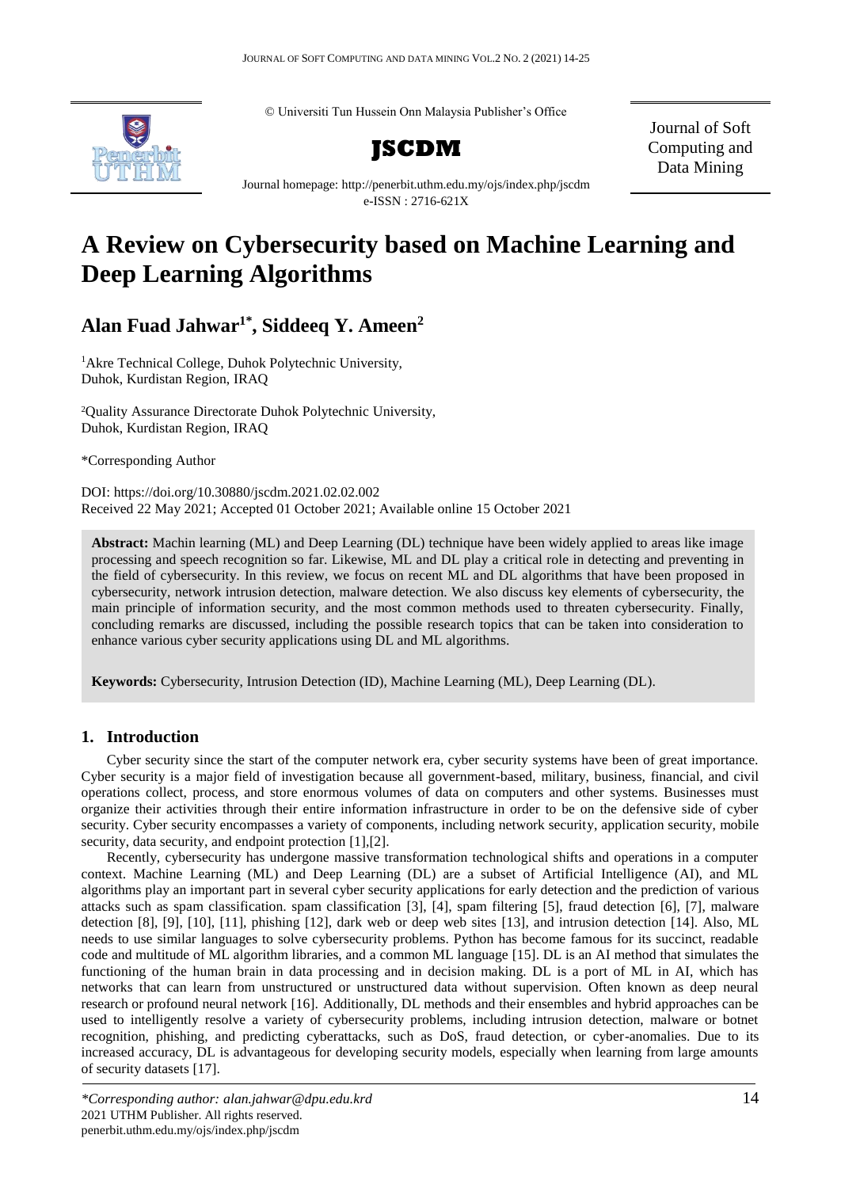© Universiti Tun Hussein Onn Malaysia Publisher's Office

**JSCDM**

Journal of Soft Computing and Data Mining

Journal homepage: http://penerbit.uthm.edu.my/ojs/index.php/jscdm
e-ISSN : 2716-621X

# A Review on Cybersecurity based on Machine Learning and Deep Learning Algorithms

## Alan Fuad Jahwar[1*], Siddeeq Y. Ameen[2]

[1]Akre Technical College, Duhok Polytechnic University, Duhok, Kurdistan Region, IRAQ

[2]Quality Assurance Directorate Duhok Polytechnic University, Duhok, Kurdistan Region, IRAQ

*Corresponding Author

DOI: https://doi.org/10.30880/jscdm.2021.02.02.002
Received 22 May 2021; Accepted 01 October 2021; Available online 15 October 2021

**Abstract:** Machin learning (ML) and Deep Learning (DL) technique have been widely applied to areas like image processing and speech recognition so far. Likewise, ML and DL play a critical role in detecting and preventing in the field of cybersecurity. In this review, we focus on recent ML and DL algorithms that have been proposed in cybersecurity, network intrusion detection, malware detection. We also discuss key elements of cybersecurity, the main principle of information security, and the most common methods used to threaten cybersecurity. Finally, concluding remarks are discussed, including the possible research topics that can be taken into consideration to enhance various cyber security applications using DL and ML algorithms.

**Keywords:** Cybersecurity, Intrusion Detection (ID), Machine Learning (ML), Deep Learning (DL).

## 1. Introduction

Cyber security since the start of the computer network era, cyber security systems have been of great importance. Cyber security is a major field of investigation because all government-based, military, business, financial, and civil operations collect, process, and store enormous volumes of data on computers and other systems. Businesses must organize their activities through their entire information infrastructure in order to be on the defensive side of cyber security. Cyber security encompasses a variety of components, including network security, application security, mobile security, data security, and endpoint protection [1],[2].

Recently, cybersecurity has undergone massive transformation technological shifts and operations in a computer context. Machine Learning (ML) and Deep Learning (DL) are a subset of Artificial Intelligence (AI), and ML algorithms play an important part in several cyber security applications for early detection and the prediction of various attacks such as spam classification. spam classification [3], [4], spam filtering [5], fraud detection [6], [7], malware detection [8], [9], [10], [11], phishing [12], dark web or deep web sites [13], and intrusion detection [14]. Also, ML needs to use similar languages to solve cybersecurity problems. Python has become famous for its succinct, readable code and multitude of ML algorithm libraries, and a common ML language [15]. DL is an AI method that simulates the functioning of the human brain in data processing and in decision making. DL is a port of ML in AI, which has networks that can learn from unstructured or unstructured data without supervision. Often known as deep neural research or profound neural network [16]. Additionally, DL methods and their ensembles and hybrid approaches can be used to intelligently resolve a variety of cybersecurity problems, including intrusion detection, malware or botnet recognition, phishing, and predicting cyberattacks, such as DoS, fraud detection, or cyber-anomalies. Due to its increased accuracy, DL is advantageous for developing security models, especially when learning from large amounts of security datasets [17].

*\*Corresponding author: alan.jahwar@dpu.edu.krd*
2021 UTHM Publisher. All rights reserved.
penerbit.uthm.edu.my/ojs/index.php/jscdm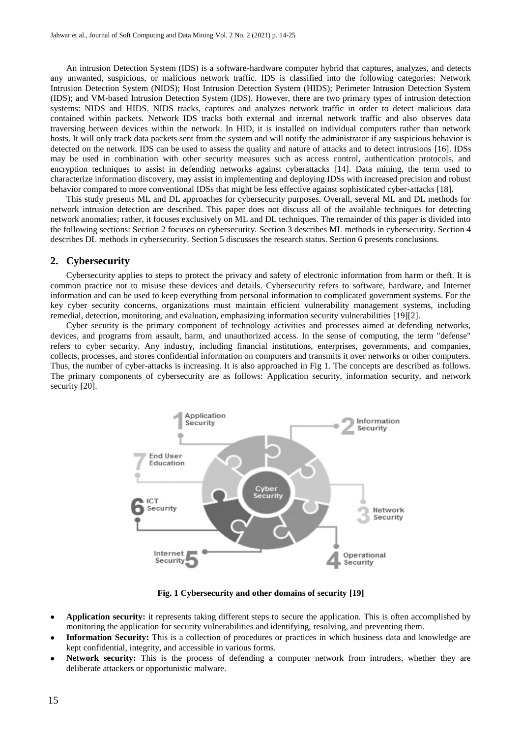An intrusion Detection System (IDS) is a software-hardware computer hybrid that captures, analyzes, and detects any unwanted, suspicious, or malicious network traffic. IDS is classified into the following categories: Network Intrusion Detection System (NIDS); Host Intrusion Detection System (HIDS); Perimeter Intrusion Detection System (IDS); and VM-based Intrusion Detection System (IDS). However, there are two primary types of intrusion detection systems: NIDS and HIDS. NIDS tracks, captures and analyzes network traffic in order to detect malicious data contained within packets. Network IDS tracks both external and internal network traffic and also observes data traversing between devices within the network. In HID, it is installed on individual computers rather than network hosts. It will only track data packets sent from the system and will notify the administrator if any suspicious behavior is detected on the network. IDS can be used to assess the quality and nature of attacks and to detect intrusions [16]. IDSs may be used in combination with other security measures such as access control, authentication protocols, and encryption techniques to assist in defending networks against cyberattacks [14]. Data mining, the term used to characterize information discovery, may assist in implementing and deploying IDSs with increased precision and robust behavior compared to more conventional IDSs that might be less effective against sophisticated cyber-attacks [18].

This study presents ML and DL approaches for cybersecurity purposes. Overall, several ML and DL methods for network intrusion detection are described. This paper does not discuss all of the available techniques for detecting network anomalies; rather, it focuses exclusively on ML and DL techniques. The remainder of this paper is divided into the following sections: Section 2 focuses on cybersecurity. Section 3 describes ML methods in cybersecurity. Section 4 describes DL methods in cybersecurity. Section 5 discusses the research status. Section 6 presents conclusions.

## 2. Cybersecurity

Cybersecurity applies to steps to protect the privacy and safety of electronic information from harm or theft. It is common practice not to misuse these devices and details. Cybersecurity refers to software, hardware, and Internet information and can be used to keep everything from personal information to complicated government systems. For the key cyber security concerns, organizations must maintain efficient vulnerability management systems, including remedial, detection, monitoring, and evaluation, emphasizing information security vulnerabilities [19][2].

Cyber security is the primary component of technology activities and processes aimed at defending networks, devices, and programs from assault, harm, and unauthorized access. In the sense of computing, the term "defense" refers to cyber security. Any industry, including financial institutions, enterprises, governments, and companies, collects, processes, and stores confidential information on computers and transmits it over networks or other computers. Thus, the number of cyber-attacks is increasing. It is also approached in Fig 1. The concepts are described as follows. The primary components of cybersecurity are as follows: Application security, information security, and network security [20].

**Fig. 1 Cybersecurity and other domains of security [19]**

- **Application security:** it represents taking different steps to secure the application. This is often accomplished by monitoring the application for security vulnerabilities and identifying, resolving, and preventing them.
- **Information Security:** This is a collection of procedures or practices in which business data and knowledge are kept confidential, integrity, and accessible in various forms.
- **Network security:** This is the process of defending a computer network from intruders, whether they are deliberate attackers or opportunistic malware.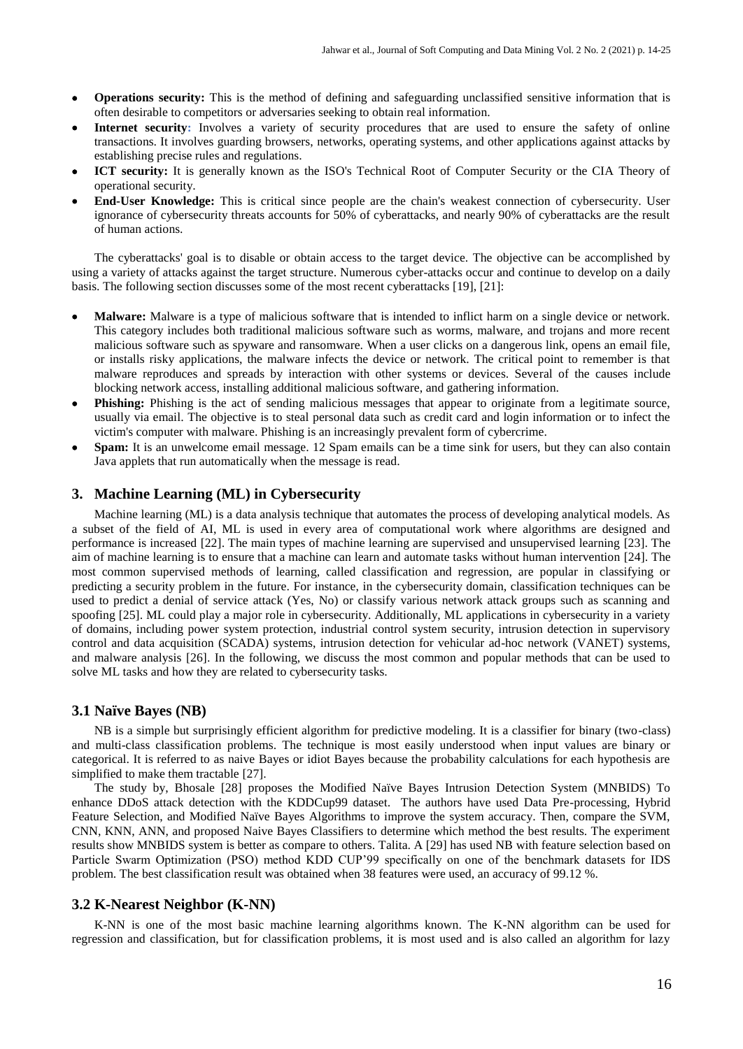- **Operations security:** This is the method of defining and safeguarding unclassified sensitive information that is often desirable to competitors or adversaries seeking to obtain real information.
- **Internet security:** Involves a variety of security procedures that are used to ensure the safety of online transactions. It involves guarding browsers, networks, operating systems, and other applications against attacks by establishing precise rules and regulations.
- **ICT security:** It is generally known as the ISO's Technical Root of Computer Security or the CIA Theory of operational security.
- **End-User Knowledge:** This is critical since people are the chain's weakest connection of cybersecurity. User ignorance of cybersecurity threats accounts for 50% of cyberattacks, and nearly 90% of cyberattacks are the result of human actions.

The cyberattacks' goal is to disable or obtain access to the target device. The objective can be accomplished by using a variety of attacks against the target structure. Numerous cyber-attacks occur and continue to develop on a daily basis. The following section discusses some of the most recent cyberattacks [19], [21]:

- **Malware:** Malware is a type of malicious software that is intended to inflict harm on a single device or network. This category includes both traditional malicious software such as worms, malware, and trojans and more recent malicious software such as spyware and ransomware. When a user clicks on a dangerous link, opens an email file, or installs risky applications, the malware infects the device or network. The critical point to remember is that malware reproduces and spreads by interaction with other systems or devices. Several of the causes include blocking network access, installing additional malicious software, and gathering information.
- **Phishing:** Phishing is the act of sending malicious messages that appear to originate from a legitimate source, usually via email. The objective is to steal personal data such as credit card and login information or to infect the victim's computer with malware. Phishing is an increasingly prevalent form of cybercrime.
- **Spam:** It is an unwelcome email message. 12 Spam emails can be a time sink for users, but they can also contain Java applets that run automatically when the message is read.

## 3. Machine Learning (ML) in Cybersecurity

Machine learning (ML) is a data analysis technique that automates the process of developing analytical models. As a subset of the field of AI, ML is used in every area of computational work where algorithms are designed and performance is increased [22]. The main types of machine learning are supervised and unsupervised learning [23]. The aim of machine learning is to ensure that a machine can learn and automate tasks without human intervention [24]. The most common supervised methods of learning, called classification and regression, are popular in classifying or predicting a security problem in the future. For instance, in the cybersecurity domain, classification techniques can be used to predict a denial of service attack (Yes, No) or classify various network attack groups such as scanning and spoofing [25]. ML could play a major role in cybersecurity. Additionally, ML applications in cybersecurity in a variety of domains, including power system protection, industrial control system security, intrusion detection in supervisory control and data acquisition (SCADA) systems, intrusion detection for vehicular ad-hoc network (VANET) systems, and malware analysis [26]. In the following, we discuss the most common and popular methods that can be used to solve ML tasks and how they are related to cybersecurity tasks.

### 3.1 Naïve Bayes (NB)

NB is a simple but surprisingly efficient algorithm for predictive modeling. It is a classifier for binary (two-class) and multi-class classification problems. The technique is most easily understood when input values are binary or categorical. It is referred to as naive Bayes or idiot Bayes because the probability calculations for each hypothesis are simplified to make them tractable [27].

The study by, Bhosale [28] proposes the Modified Naïve Bayes Intrusion Detection System (MNBIDS) To enhance DDoS attack detection with the KDDCup99 dataset. The authors have used Data Pre-processing, Hybrid Feature Selection, and Modified Naïve Bayes Algorithms to improve the system accuracy. Then, compare the SVM, CNN, KNN, ANN, and proposed Naive Bayes Classifiers to determine which method the best results. The experiment results show MNBIDS system is better as compare to others. Talita. A [29] has used NB with feature selection based on Particle Swarm Optimization (PSO) method KDD CUP'99 specifically on one of the benchmark datasets for IDS problem. The best classification result was obtained when 38 features were used, an accuracy of 99.12 %.

### 3.2 K-Nearest Neighbor (K-NN)

K-NN is one of the most basic machine learning algorithms known. The K-NN algorithm can be used for regression and classification, but for classification problems, it is most used and is also called an algorithm for lazy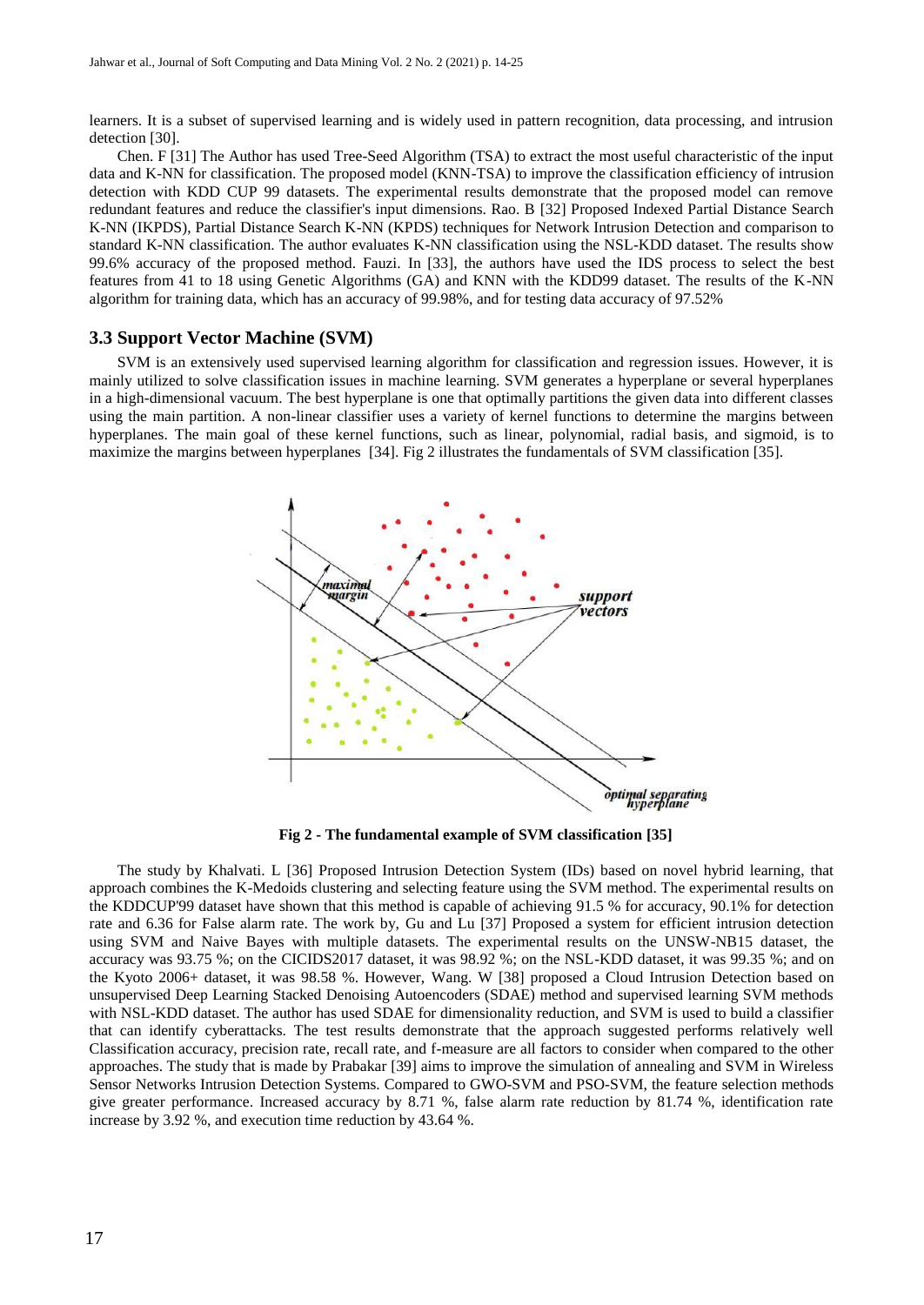learners. It is a subset of supervised learning and is widely used in pattern recognition, data processing, and intrusion detection [30].

Chen. F [31] The Author has used Tree-Seed Algorithm (TSA) to extract the most useful characteristic of the input data and K-NN for classification. The proposed model (KNN-TSA) to improve the classification efficiency of intrusion detection with KDD CUP 99 datasets. The experimental results demonstrate that the proposed model can remove redundant features and reduce the classifier's input dimensions. Rao. B [32] Proposed Indexed Partial Distance Search K-NN (IKPDS), Partial Distance Search K-NN (KPDS) techniques for Network Intrusion Detection and comparison to standard K-NN classification. The author evaluates K-NN classification using the NSL-KDD dataset. The results show 99.6% accuracy of the proposed method. Fauzi. In [33], the authors have used the IDS process to select the best features from 41 to 18 using Genetic Algorithms (GA) and KNN with the KDD99 dataset. The results of the K-NN algorithm for training data, which has an accuracy of 99.98%, and for testing data accuracy of 97.52%

### 3.3 Support Vector Machine (SVM)

SVM is an extensively used supervised learning algorithm for classification and regression issues. However, it is mainly utilized to solve classification issues in machine learning. SVM generates a hyperplane or several hyperplanes in a high-dimensional vacuum. The best hyperplane is one that optimally partitions the given data into different classes using the main partition. A non-linear classifier uses a variety of kernel functions to determine the margins between hyperplanes. The main goal of these kernel functions, such as linear, polynomial, radial basis, and sigmoid, is to maximize the margins between hyperplanes [34]. Fig 2 illustrates the fundamentals of SVM classification [35].

**Fig 2 - The fundamental example of SVM classification [35]**

The study by Khalvati. L [36] Proposed Intrusion Detection System (IDs) based on novel hybrid learning, that approach combines the K-Medoids clustering and selecting feature using the SVM method. The experimental results on the KDDCUP'99 dataset have shown that this method is capable of achieving 91.5 % for accuracy, 90.1% for detection rate and 6.36 for False alarm rate. The work by, Gu and Lu [37] Proposed a system for efficient intrusion detection using SVM and Naive Bayes with multiple datasets. The experimental results on the UNSW-NB15 dataset, the accuracy was 93.75 %; on the CICIDS2017 dataset, it was 98.92 %; on the NSL-KDD dataset, it was 99.35 %; and on the Kyoto 2006+ dataset, it was 98.58 %. However, Wang. W [38] proposed a Cloud Intrusion Detection based on unsupervised Deep Learning Stacked Denoising Autoencoders (SDAE) method and supervised learning SVM methods with NSL-KDD dataset. The author has used SDAE for dimensionality reduction, and SVM is used to build a classifier that can identify cyberattacks. The test results demonstrate that the approach suggested performs relatively well Classification accuracy, precision rate, recall rate, and f-measure are all factors to consider when compared to the other approaches. The study that is made by Prabakar [39] aims to improve the simulation of annealing and SVM in Wireless Sensor Networks Intrusion Detection Systems. Compared to GWO-SVM and PSO-SVM, the feature selection methods give greater performance. Increased accuracy by 8.71 %, false alarm rate reduction by 81.74 %, identification rate increase by 3.92 %, and execution time reduction by 43.64 %.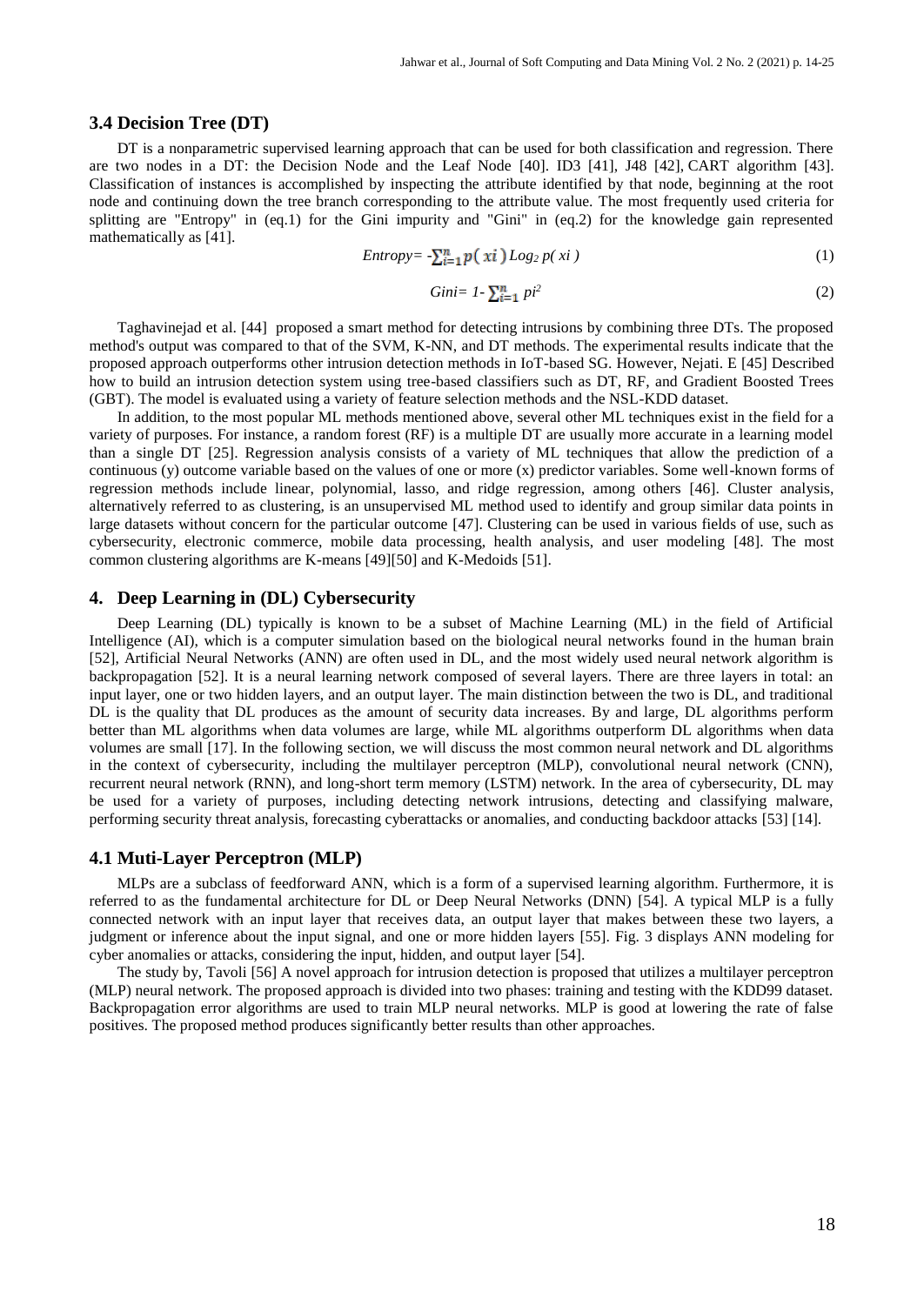### 3.4 Decision Tree (DT)

DT is a nonparametric supervised learning approach that can be used for both classification and regression. There are two nodes in a DT: the Decision Node and the Leaf Node [40]. ID3 [41], J48 [42], CART algorithm [43]. Classification of instances is accomplished by inspecting the attribute identified by that node, beginning at the root node and continuing down the tree branch corresponding to the attribute value. The most frequently used criteria for splitting are "Entropy" in (eq.1) for the Gini impurity and "Gini" in (eq.2) for the knowledge gain represented mathematically as [41].

$$Entropy = -\sum_{i=1}^{n} p(xi) \, Log_2 \, p(xi) \tag{1}$$

$$Gini = 1 - \sum_{i=1}^{n} pi^2 \tag{2}$$

Taghavinejad et al. [44] proposed a smart method for detecting intrusions by combining three DTs. The proposed method's output was compared to that of the SVM, K-NN, and DT methods. The experimental results indicate that the proposed approach outperforms other intrusion detection methods in IoT-based SG. However, Nejati. E [45] Described how to build an intrusion detection system using tree-based classifiers such as DT, RF, and Gradient Boosted Trees (GBT). The model is evaluated using a variety of feature selection methods and the NSL-KDD dataset.

In addition, to the most popular ML methods mentioned above, several other ML techniques exist in the field for a variety of purposes. For instance, a random forest (RF) is a multiple DT are usually more accurate in a learning model than a single DT [25]. Regression analysis consists of a variety of ML techniques that allow the prediction of a continuous (y) outcome variable based on the values of one or more (x) predictor variables. Some well-known forms of regression methods include linear, polynomial, lasso, and ridge regression, among others [46]. Cluster analysis, alternatively referred to as clustering, is an unsupervised ML method used to identify and group similar data points in large datasets without concern for the particular outcome [47]. Clustering can be used in various fields of use, such as cybersecurity, electronic commerce, mobile data processing, health analysis, and user modeling [48]. The most common clustering algorithms are K-means [49][50] and K-Medoids [51].

## 4. Deep Learning in (DL) Cybersecurity

Deep Learning (DL) typically is known to be a subset of Machine Learning (ML) in the field of Artificial Intelligence (AI), which is a computer simulation based on the biological neural networks found in the human brain [52], Artificial Neural Networks (ANN) are often used in DL, and the most widely used neural network algorithm is backpropagation [52]. It is a neural learning network composed of several layers. There are three layers in total: an input layer, one or two hidden layers, and an output layer. The main distinction between the two is DL, and traditional DL is the quality that DL produces as the amount of security data increases. By and large, DL algorithms perform better than ML algorithms when data volumes are large, while ML algorithms outperform DL algorithms when data volumes are small [17]. In the following section, we will discuss the most common neural network and DL algorithms in the context of cybersecurity, including the multilayer perceptron (MLP), convolutional neural network (CNN), recurrent neural network (RNN), and long-short term memory (LSTM) network. In the area of cybersecurity, DL may be used for a variety of purposes, including detecting network intrusions, detecting and classifying malware, performing security threat analysis, forecasting cyberattacks or anomalies, and conducting backdoor attacks [53] [14].

### 4.1 Muti-Layer Perceptron (MLP)

MLPs are a subclass of feedforward ANN, which is a form of a supervised learning algorithm. Furthermore, it is referred to as the fundamental architecture for DL or Deep Neural Networks (DNN) [54]. A typical MLP is a fully connected network with an input layer that receives data, an output layer that makes between these two layers, a judgment or inference about the input signal, and one or more hidden layers [55]. Fig. 3 displays ANN modeling for cyber anomalies or attacks, considering the input, hidden, and output layer [54].

The study by, Tavoli [56] A novel approach for intrusion detection is proposed that utilizes a multilayer perceptron (MLP) neural network. The proposed approach is divided into two phases: training and testing with the KDD99 dataset. Backpropagation error algorithms are used to train MLP neural networks. MLP is good at lowering the rate of false positives. The proposed method produces significantly better results than other approaches.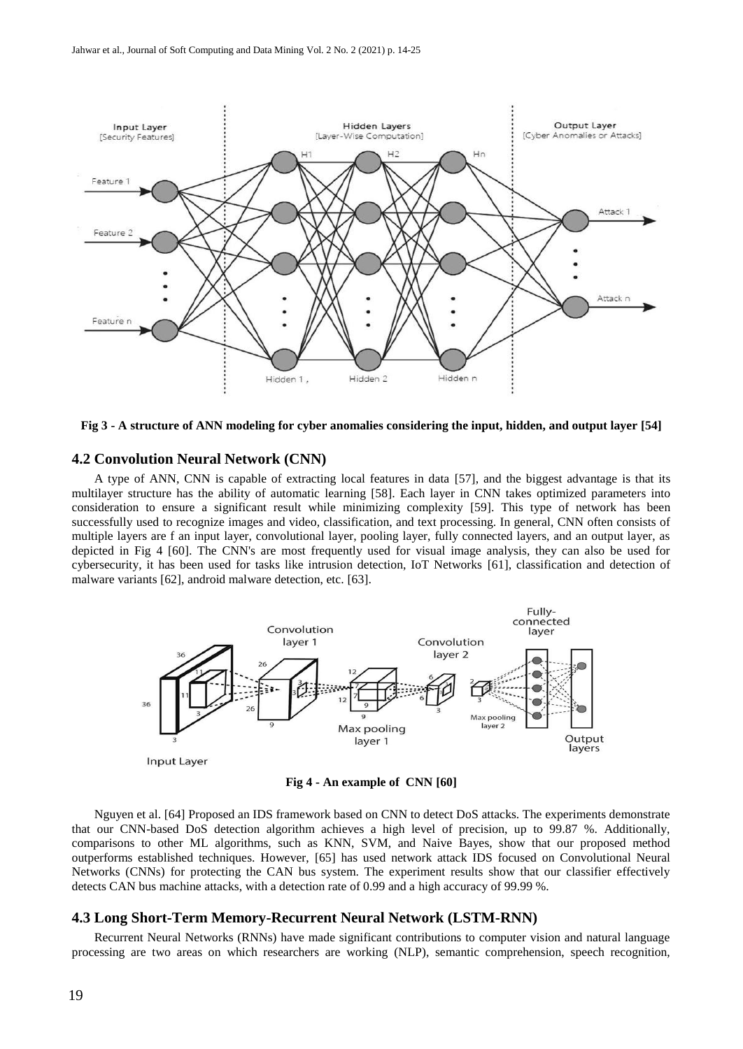Fig 3 - A structure of ANN modeling for cyber anomalies considering the input, hidden, and output layer [54]

### 4.2 Convolution Neural Network (CNN)

A type of ANN, CNN is capable of extracting local features in data [57], and the biggest advantage is that its multilayer structure has the ability of automatic learning [58]. Each layer in CNN takes optimized parameters into consideration to ensure a significant result while minimizing complexity [59]. This type of network has been successfully used to recognize images and video, classification, and text processing. In general, CNN often consists of multiple layers are f an input layer, convolutional layer, pooling layer, fully connected layers, and an output layer, as depicted in Fig 4 [60]. The CNN's are most frequently used for visual image analysis, they can also be used for cybersecurity, it has been used for tasks like intrusion detection, IoT Networks [61], classification and detection of malware variants [62], android malware detection, etc. [63].

Fig 4 - An example of CNN [60]

Nguyen et al. [64] Proposed an IDS framework based on CNN to detect DoS attacks. The experiments demonstrate that our CNN-based DoS detection algorithm achieves a high level of precision, up to 99.87 %. Additionally, comparisons to other ML algorithms, such as KNN, SVM, and Naive Bayes, show that our proposed method outperforms established techniques. However, [65] has used network attack IDS focused on Convolutional Neural Networks (CNNs) for protecting the CAN bus system. The experiment results show that our classifier effectively detects CAN bus machine attacks, with a detection rate of 0.99 and a high accuracy of 99.99 %.

### 4.3 Long Short-Term Memory-Recurrent Neural Network (LSTM-RNN)

Recurrent Neural Networks (RNNs) have made significant contributions to computer vision and natural language processing are two areas on which researchers are working (NLP), semantic comprehension, speech recognition,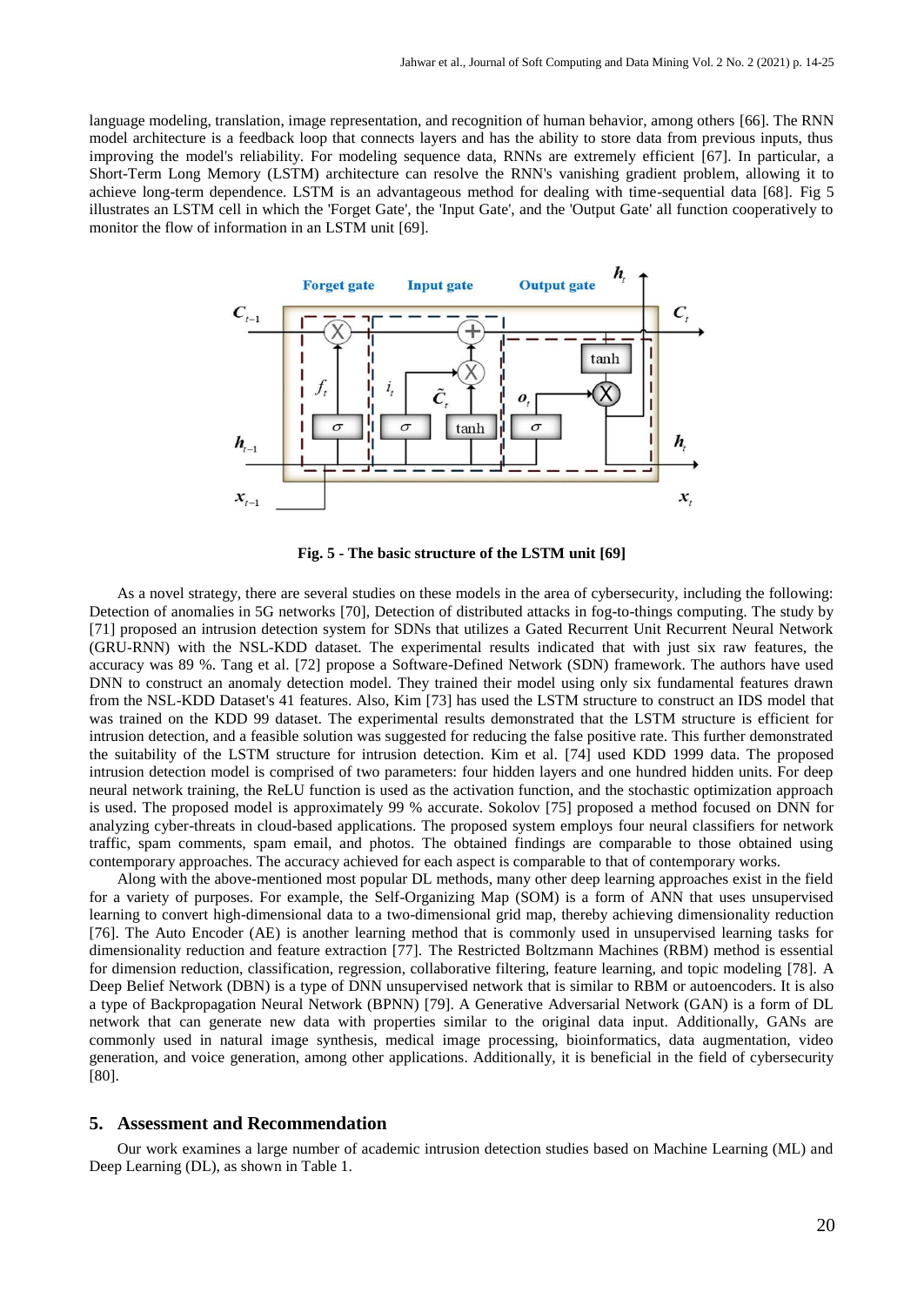language modeling, translation, image representation, and recognition of human behavior, among others [66]. The RNN model architecture is a feedback loop that connects layers and has the ability to store data from previous inputs, thus improving the model's reliability. For modeling sequence data, RNNs are extremely efficient [67]. In particular, a Short-Term Long Memory (LSTM) architecture can resolve the RNN's vanishing gradient problem, allowing it to achieve long-term dependence. LSTM is an advantageous method for dealing with time-sequential data [68]. Fig 5 illustrates an LSTM cell in which the 'Forget Gate', the 'Input Gate', and the 'Output Gate' all function cooperatively to monitor the flow of information in an LSTM unit [69].

**Fig. 5 - The basic structure of the LSTM unit [69]**

As a novel strategy, there are several studies on these models in the area of cybersecurity, including the following: Detection of anomalies in 5G networks [70], Detection of distributed attacks in fog-to-things computing. The study by [71] proposed an intrusion detection system for SDNs that utilizes a Gated Recurrent Unit Recurrent Neural Network (GRU-RNN) with the NSL-KDD dataset. The experimental results indicated that with just six raw features, the accuracy was 89 %. Tang et al. [72] propose a Software-Defined Network (SDN) framework. The authors have used DNN to construct an anomaly detection model. They trained their model using only six fundamental features drawn from the NSL-KDD Dataset's 41 features. Also, Kim [73] has used the LSTM structure to construct an IDS model that was trained on the KDD 99 dataset. The experimental results demonstrated that the LSTM structure is efficient for intrusion detection, and a feasible solution was suggested for reducing the false positive rate. This further demonstrated the suitability of the LSTM structure for intrusion detection. Kim et al. [74] used KDD 1999 data. The proposed intrusion detection model is comprised of two parameters: four hidden layers and one hundred hidden units. For deep neural network training, the ReLU function is used as the activation function, and the stochastic optimization approach is used. The proposed model is approximately 99 % accurate. Sokolov [75] proposed a method focused on DNN for analyzing cyber-threats in cloud-based applications. The proposed system employs four neural classifiers for network traffic, spam comments, spam email, and photos. The obtained findings are comparable to those obtained using contemporary approaches. The accuracy achieved for each aspect is comparable to that of contemporary works.

Along with the above-mentioned most popular DL methods, many other deep learning approaches exist in the field for a variety of purposes. For example, the Self-Organizing Map (SOM) is a form of ANN that uses unsupervised learning to convert high-dimensional data to a two-dimensional grid map, thereby achieving dimensionality reduction [76]. The Auto Encoder (AE) is another learning method that is commonly used in unsupervised learning tasks for dimensionality reduction and feature extraction [77]. The Restricted Boltzmann Machines (RBM) method is essential for dimension reduction, classification, regression, collaborative filtering, feature learning, and topic modeling [78]. A Deep Belief Network (DBN) is a type of DNN unsupervised network that is similar to RBM or autoencoders. It is also a type of Backpropagation Neural Network (BPNN) [79]. A Generative Adversarial Network (GAN) is a form of DL network that can generate new data with properties similar to the original data input. Additionally, GANs are commonly used in natural image synthesis, medical image processing, bioinformatics, data augmentation, video generation, and voice generation, among other applications. Additionally, it is beneficial in the field of cybersecurity [80].

## 5. Assessment and Recommendation

Our work examines a large number of academic intrusion detection studies based on Machine Learning (ML) and Deep Learning (DL), as shown in Table 1.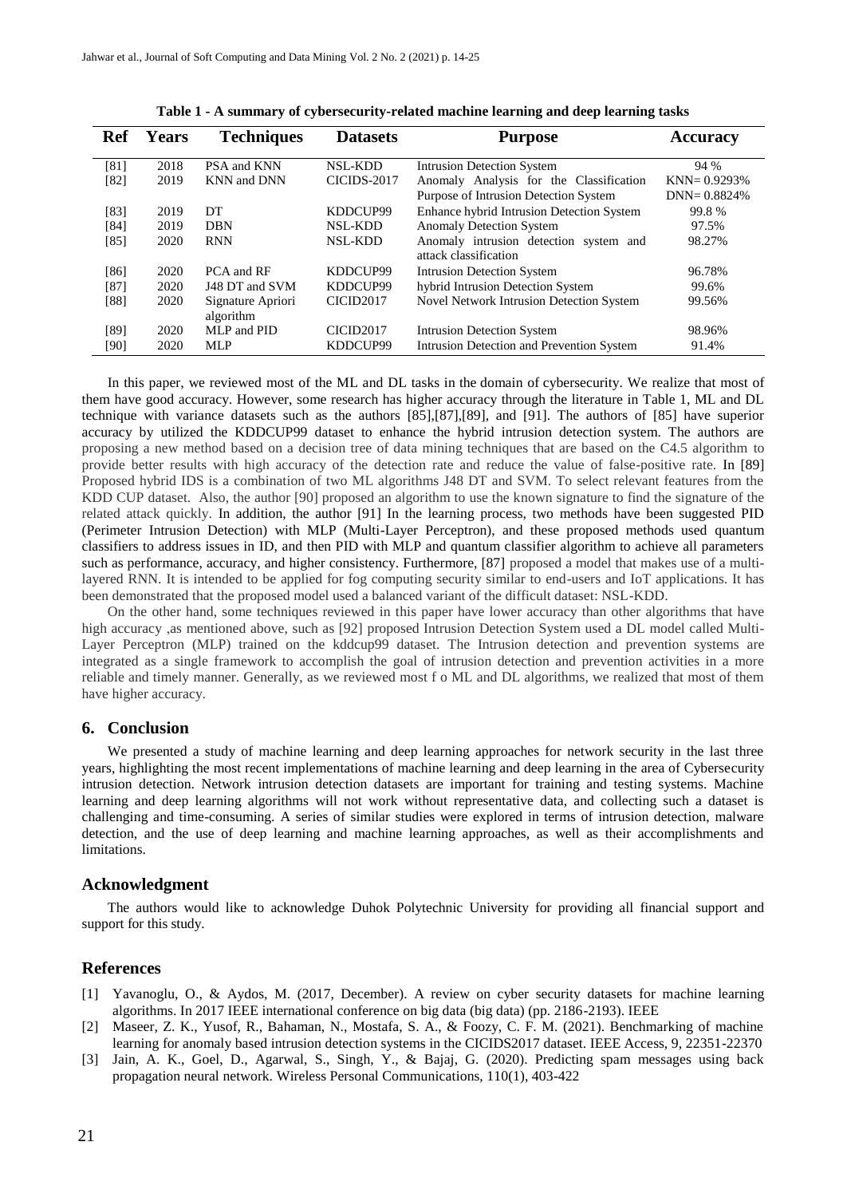**Table 1 - A summary of cybersecurity-related machine learning and deep learning tasks**

| Ref | Years | Techniques | Datasets | Purpose | Accuracy |
|---|---|---|---|---|---|
| [81] | 2018 | PSA and KNN | NSL-KDD | Intrusion Detection System | 94 % |
| [82] | 2019 | KNN and DNN | CICIDS-2017 | Anomaly Analysis for the Classification Purpose of Intrusion Detection System | KNN= 0.9293% DNN= 0.8824% |
| [83] | 2019 | DT | KDDCUP99 | Enhance hybrid Intrusion Detection System | 99.8 % |
| [84] | 2019 | DBN | NSL-KDD | Anomaly Detection System | 97.5% |
| [85] | 2020 | RNN | NSL-KDD | Anomaly intrusion detection system and attack classification | 98.27% |
| [86] | 2020 | PCA and RF | KDDCUP99 | Intrusion Detection System | 96.78% |
| [87] | 2020 | J48 DT and SVM | KDDCUP99 | hybrid Intrusion Detection System | 99.6% |
| [88] | 2020 | Signature Apriori algorithm | CICID2017 | Novel Network Intrusion Detection System | 99.56% |
| [89] | 2020 | MLP and PID | CICID2017 | Intrusion Detection System | 98.96% |
| [90] | 2020 | MLP | KDDCUP99 | Intrusion Detection and Prevention System | 91.4% |

In this paper, we reviewed most of the ML and DL tasks in the domain of cybersecurity. We realize that most of them have good accuracy. However, some research has higher accuracy through the literature in Table 1, ML and DL technique with variance datasets such as the authors [85],[87],[89], and [91]. The authors of [85] have superior accuracy by utilized the KDDCUP99 dataset to enhance the hybrid intrusion detection system. The authors are proposing a new method based on a decision tree of data mining techniques that are based on the C4.5 algorithm to provide better results with high accuracy of the detection rate and reduce the value of false-positive rate. In [89] Proposed hybrid IDS is a combination of two ML algorithms J48 DT and SVM. To select relevant features from the KDD CUP dataset. Also, the author [90] proposed an algorithm to use the known signature to find the signature of the related attack quickly. In addition, the author [91] In the learning process, two methods have been suggested PID (Perimeter Intrusion Detection) with MLP (Multi-Layer Perceptron), and these proposed methods used quantum classifiers to address issues in ID, and then PID with MLP and quantum classifier algorithm to achieve all parameters such as performance, accuracy, and higher consistency. Furthermore, [87] proposed a model that makes use of a multi-layered RNN. It is intended to be applied for fog computing security similar to end-users and IoT applications. It has been demonstrated that the proposed model used a balanced variant of the difficult dataset: NSL-KDD.

On the other hand, some techniques reviewed in this paper have lower accuracy than other algorithms that have high accuracy ,as mentioned above, such as [92] proposed Intrusion Detection System used a DL model called Multi-Layer Perceptron (MLP) trained on the kddcup99 dataset. The Intrusion detection and prevention systems are integrated as a single framework to accomplish the goal of intrusion detection and prevention activities in a more reliable and timely manner. Generally, as we reviewed most f o ML and DL algorithms, we realized that most of them have higher accuracy.

## 6. Conclusion

We presented a study of machine learning and deep learning approaches for network security in the last three years, highlighting the most recent implementations of machine learning and deep learning in the area of Cybersecurity intrusion detection. Network intrusion detection datasets are important for training and testing systems. Machine learning and deep learning algorithms will not work without representative data, and collecting such a dataset is challenging and time-consuming. A series of similar studies were explored in terms of intrusion detection, malware detection, and the use of deep learning and machine learning approaches, as well as their accomplishments and limitations.

## Acknowledgment

The authors would like to acknowledge Duhok Polytechnic University for providing all financial support and support for this study.

## References

[1] Yavanoglu, O., & Aydos, M. (2017, December). A review on cyber security datasets for machine learning algorithms. In 2017 IEEE international conference on big data (big data) (pp. 2186-2193). IEEE

[2] Maseer, Z. K., Yusof, R., Bahaman, N., Mostafa, S. A., & Foozy, C. F. M. (2021). Benchmarking of machine learning for anomaly based intrusion detection systems in the CICIDS2017 dataset. IEEE Access, 9, 22351-22370

[3] Jain, A. K., Goel, D., Agarwal, S., Singh, Y., & Bajaj, G. (2020). Predicting spam messages using back propagation neural network. Wireless Personal Communications, 110(1), 403-422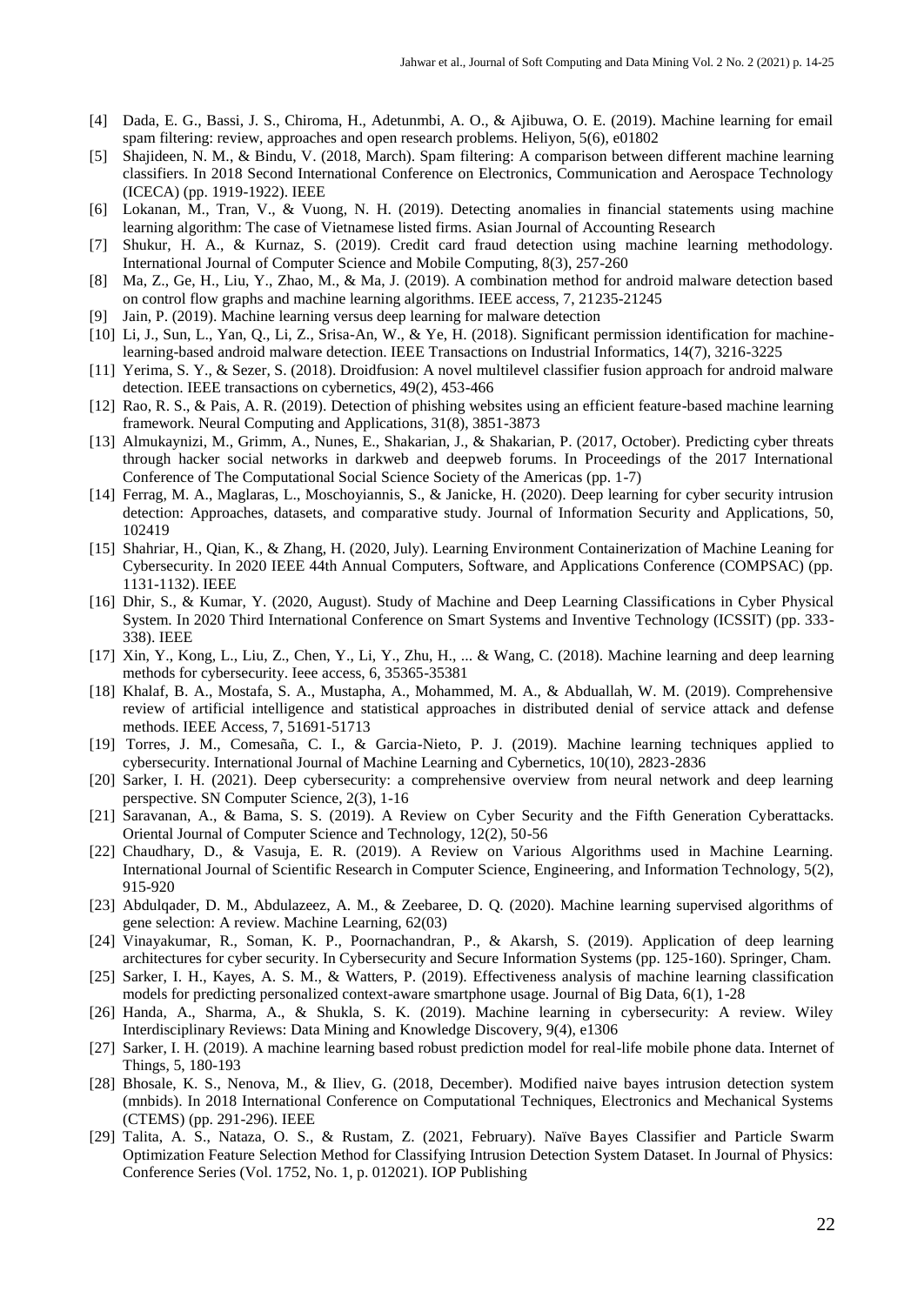[4] Dada, E. G., Bassi, J. S., Chiroma, H., Adetunmbi, A. O., & Ajibuwa, O. E. (2019). Machine learning for email spam filtering: review, approaches and open research problems. Heliyon, 5(6), e01802

[5] Shajideen, N. M., & Bindu, V. (2018, March). Spam filtering: A comparison between different machine learning classifiers. In 2018 Second International Conference on Electronics, Communication and Aerospace Technology (ICECA) (pp. 1919-1922). IEEE

[6] Lokanan, M., Tran, V., & Vuong, N. H. (2019). Detecting anomalies in financial statements using machine learning algorithm: The case of Vietnamese listed firms. Asian Journal of Accounting Research

[7] Shukur, H. A., & Kurnaz, S. (2019). Credit card fraud detection using machine learning methodology. International Journal of Computer Science and Mobile Computing, 8(3), 257-260

[8] Ma, Z., Ge, H., Liu, Y., Zhao, M., & Ma, J. (2019). A combination method for android malware detection based on control flow graphs and machine learning algorithms. IEEE access, 7, 21235-21245

[9] Jain, P. (2019). Machine learning versus deep learning for malware detection

[10] Li, J., Sun, L., Yan, Q., Li, Z., Srisa-An, W., & Ye, H. (2018). Significant permission identification for machine-learning-based android malware detection. IEEE Transactions on Industrial Informatics, 14(7), 3216-3225

[11] Yerima, S. Y., & Sezer, S. (2018). Droidfusion: A novel multilevel classifier fusion approach for android malware detection. IEEE transactions on cybernetics, 49(2), 453-466

[12] Rao, R. S., & Pais, A. R. (2019). Detection of phishing websites using an efficient feature-based machine learning framework. Neural Computing and Applications, 31(8), 3851-3873

[13] Almukaynizi, M., Grimm, A., Nunes, E., Shakarian, J., & Shakarian, P. (2017, October). Predicting cyber threats through hacker social networks in darkweb and deepweb forums. In Proceedings of the 2017 International Conference of The Computational Social Science Society of the Americas (pp. 1-7)

[14] Ferrag, M. A., Maglaras, L., Moschoyiannis, S., & Janicke, H. (2020). Deep learning for cyber security intrusion detection: Approaches, datasets, and comparative study. Journal of Information Security and Applications, 50, 102419

[15] Shahriar, H., Qian, K., & Zhang, H. (2020, July). Learning Environment Containerization of Machine Leaning for Cybersecurity. In 2020 IEEE 44th Annual Computers, Software, and Applications Conference (COMPSAC) (pp. 1131-1132). IEEE

[16] Dhir, S., & Kumar, Y. (2020, August). Study of Machine and Deep Learning Classifications in Cyber Physical System. In 2020 Third International Conference on Smart Systems and Inventive Technology (ICSSIT) (pp. 333-338). IEEE

[17] Xin, Y., Kong, L., Liu, Z., Chen, Y., Li, Y., Zhu, H., ... & Wang, C. (2018). Machine learning and deep learning methods for cybersecurity. Ieee access, 6, 35365-35381

[18] Khalaf, B. A., Mostafa, S. A., Mustapha, A., Mohammed, M. A., & Abduallah, W. M. (2019). Comprehensive review of artificial intelligence and statistical approaches in distributed denial of service attack and defense methods. IEEE Access, 7, 51691-51713

[19] Torres, J. M., Comesaña, C. I., & Garcia-Nieto, P. J. (2019). Machine learning techniques applied to cybersecurity. International Journal of Machine Learning and Cybernetics, 10(10), 2823-2836

[20] Sarker, I. H. (2021). Deep cybersecurity: a comprehensive overview from neural network and deep learning perspective. SN Computer Science, 2(3), 1-16

[21] Saravanan, A., & Bama, S. S. (2019). A Review on Cyber Security and the Fifth Generation Cyberattacks. Oriental Journal of Computer Science and Technology, 12(2), 50-56

[22] Chaudhary, D., & Vasuja, E. R. (2019). A Review on Various Algorithms used in Machine Learning. International Journal of Scientific Research in Computer Science, Engineering, and Information Technology, 5(2), 915-920

[23] Abdulqader, D. M., Abdulazeez, A. M., & Zeebaree, D. Q. (2020). Machine learning supervised algorithms of gene selection: A review. Machine Learning, 62(03)

[24] Vinayakumar, R., Soman, K. P., Poornachandran, P., & Akarsh, S. (2019). Application of deep learning architectures for cyber security. In Cybersecurity and Secure Information Systems (pp. 125-160). Springer, Cham.

[25] Sarker, I. H., Kayes, A. S. M., & Watters, P. (2019). Effectiveness analysis of machine learning classification models for predicting personalized context-aware smartphone usage. Journal of Big Data, 6(1), 1-28

[26] Handa, A., Sharma, A., & Shukla, S. K. (2019). Machine learning in cybersecurity: A review. Wiley Interdisciplinary Reviews: Data Mining and Knowledge Discovery, 9(4), e1306

[27] Sarker, I. H. (2019). A machine learning based robust prediction model for real-life mobile phone data. Internet of Things, 5, 180-193

[28] Bhosale, K. S., Nenova, M., & Iliev, G. (2018, December). Modified naive bayes intrusion detection system (mnbids). In 2018 International Conference on Computational Techniques, Electronics and Mechanical Systems (CTEMS) (pp. 291-296). IEEE

[29] Talita, A. S., Nataza, O. S., & Rustam, Z. (2021, February). Naïve Bayes Classifier and Particle Swarm Optimization Feature Selection Method for Classifying Intrusion Detection System Dataset. In Journal of Physics: Conference Series (Vol. 1752, No. 1, p. 012021). IOP Publishing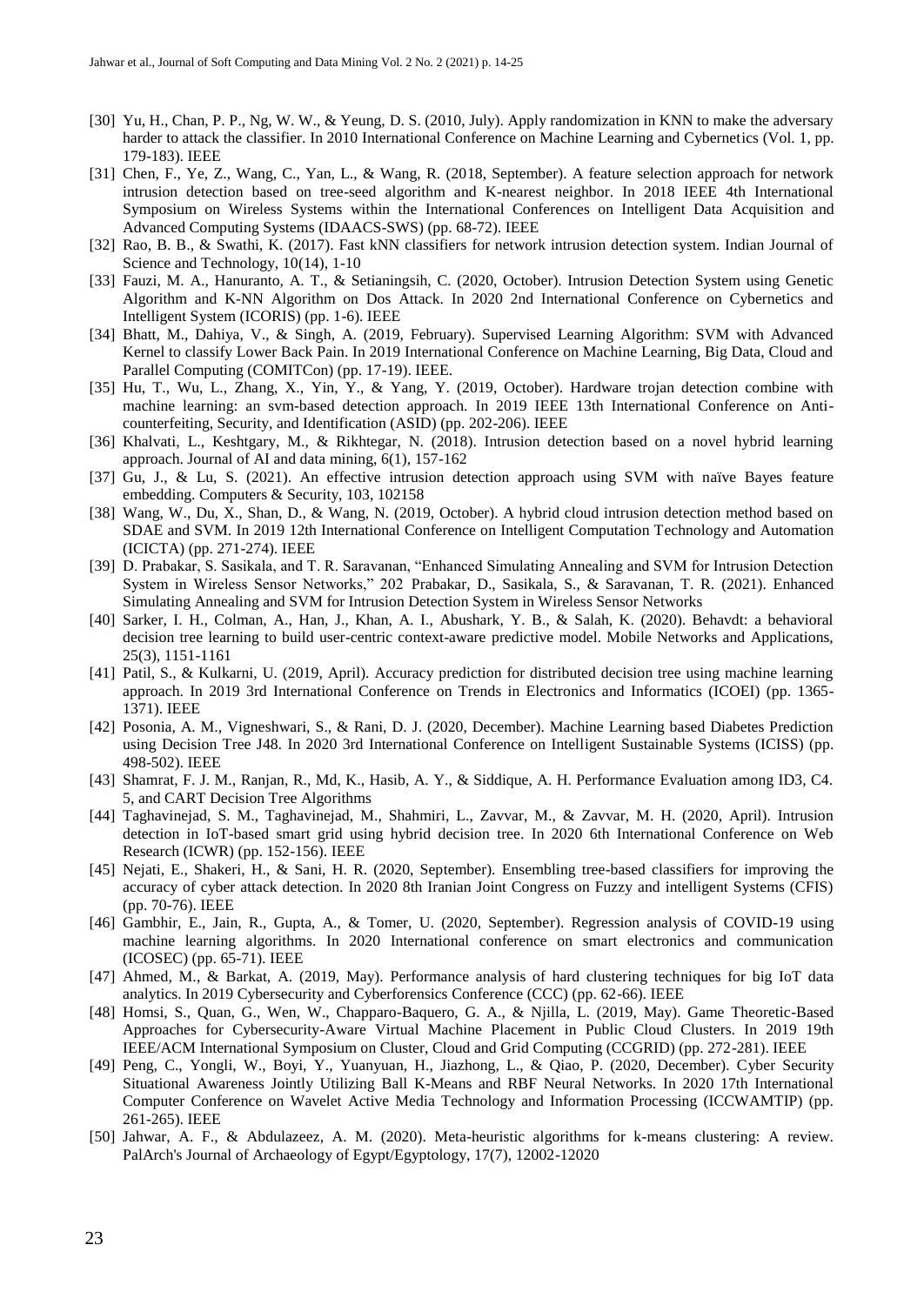- [30] Yu, H., Chan, P. P., Ng, W. W., & Yeung, D. S. (2010, July). Apply randomization in KNN to make the adversary harder to attack the classifier. In 2010 International Conference on Machine Learning and Cybernetics (Vol. 1, pp. 179-183). IEEE
- [31] Chen, F., Ye, Z., Wang, C., Yan, L., & Wang, R. (2018, September). A feature selection approach for network intrusion detection based on tree-seed algorithm and K-nearest neighbor. In 2018 IEEE 4th International Symposium on Wireless Systems within the International Conferences on Intelligent Data Acquisition and Advanced Computing Systems (IDAACS-SWS) (pp. 68-72). IEEE
- [32] Rao, B. B., & Swathi, K. (2017). Fast kNN classifiers for network intrusion detection system. Indian Journal of Science and Technology, 10(14), 1-10
- [33] Fauzi, M. A., Hanuranto, A. T., & Setianingsih, C. (2020, October). Intrusion Detection System using Genetic Algorithm and K-NN Algorithm on Dos Attack. In 2020 2nd International Conference on Cybernetics and Intelligent System (ICORIS) (pp. 1-6). IEEE
- [34] Bhatt, M., Dahiya, V., & Singh, A. (2019, February). Supervised Learning Algorithm: SVM with Advanced Kernel to classify Lower Back Pain. In 2019 International Conference on Machine Learning, Big Data, Cloud and Parallel Computing (COMITCon) (pp. 17-19). IEEE.
- [35] Hu, T., Wu, L., Zhang, X., Yin, Y., & Yang, Y. (2019, October). Hardware trojan detection combine with machine learning: an svm-based detection approach. In 2019 IEEE 13th International Conference on Anti-counterfeiting, Security, and Identification (ASID) (pp. 202-206). IEEE
- [36] Khalvati, L., Keshtgary, M., & Rikhtegar, N. (2018). Intrusion detection based on a novel hybrid learning approach. Journal of AI and data mining, 6(1), 157-162
- [37] Gu, J., & Lu, S. (2021). An effective intrusion detection approach using SVM with naïve Bayes feature embedding. Computers & Security, 103, 102158
- [38] Wang, W., Du, X., Shan, D., & Wang, N. (2019, October). A hybrid cloud intrusion detection method based on SDAE and SVM. In 2019 12th International Conference on Intelligent Computation Technology and Automation (ICICTA) (pp. 271-274). IEEE
- [39] D. Prabakar, S. Sasikala, and T. R. Saravanan, "Enhanced Simulating Annealing and SVM for Intrusion Detection System in Wireless Sensor Networks," 202 Prabakar, D., Sasikala, S., & Saravanan, T. R. (2021). Enhanced Simulating Annealing and SVM for Intrusion Detection System in Wireless Sensor Networks
- [40] Sarker, I. H., Colman, A., Han, J., Khan, A. I., Abushark, Y. B., & Salah, K. (2020). Behavdt: a behavioral decision tree learning to build user-centric context-aware predictive model. Mobile Networks and Applications, 25(3), 1151-1161
- [41] Patil, S., & Kulkarni, U. (2019, April). Accuracy prediction for distributed decision tree using machine learning approach. In 2019 3rd International Conference on Trends in Electronics and Informatics (ICOEI) (pp. 1365-1371). IEEE
- [42] Posonia, A. M., Vigneshwari, S., & Rani, D. J. (2020, December). Machine Learning based Diabetes Prediction using Decision Tree J48. In 2020 3rd International Conference on Intelligent Sustainable Systems (ICISS) (pp. 498-502). IEEE
- [43] Shamrat, F. J. M., Ranjan, R., Md, K., Hasib, A. Y., & Siddique, A. H. Performance Evaluation among ID3, C4. 5, and CART Decision Tree Algorithms
- [44] Taghavinejad, S. M., Taghavinejad, M., Shahmiri, L., Zavvar, M., & Zavvar, M. H. (2020, April). Intrusion detection in IoT-based smart grid using hybrid decision tree. In 2020 6th International Conference on Web Research (ICWR) (pp. 152-156). IEEE
- [45] Nejati, E., Shakeri, H., & Sani, H. R. (2020, September). Ensembling tree-based classifiers for improving the accuracy of cyber attack detection. In 2020 8th Iranian Joint Congress on Fuzzy and intelligent Systems (CFIS) (pp. 70-76). IEEE
- [46] Gambhir, E., Jain, R., Gupta, A., & Tomer, U. (2020, September). Regression analysis of COVID-19 using machine learning algorithms. In 2020 International conference on smart electronics and communication (ICOSEC) (pp. 65-71). IEEE
- [47] Ahmed, M., & Barkat, A. (2019, May). Performance analysis of hard clustering techniques for big IoT data analytics. In 2019 Cybersecurity and Cyberforensics Conference (CCC) (pp. 62-66). IEEE
- [48] Homsi, S., Quan, G., Wen, W., Chapparo-Baquero, G. A., & Njilla, L. (2019, May). Game Theoretic-Based Approaches for Cybersecurity-Aware Virtual Machine Placement in Public Cloud Clusters. In 2019 19th IEEE/ACM International Symposium on Cluster, Cloud and Grid Computing (CCGRID) (pp. 272-281). IEEE
- [49] Peng, C., Yongli, W., Boyi, Y., Yuanyuan, H., Jiazhong, L., & Qiao, P. (2020, December). Cyber Security Situational Awareness Jointly Utilizing Ball K-Means and RBF Neural Networks. In 2020 17th International Computer Conference on Wavelet Active Media Technology and Information Processing (ICCWAMTIP) (pp. 261-265). IEEE
- [50] Jahwar, A. F., & Abdulazeez, A. M. (2020). Meta-heuristic algorithms for k-means clustering: A review. PalArch's Journal of Archaeology of Egypt/Egyptology, 17(7), 12002-12020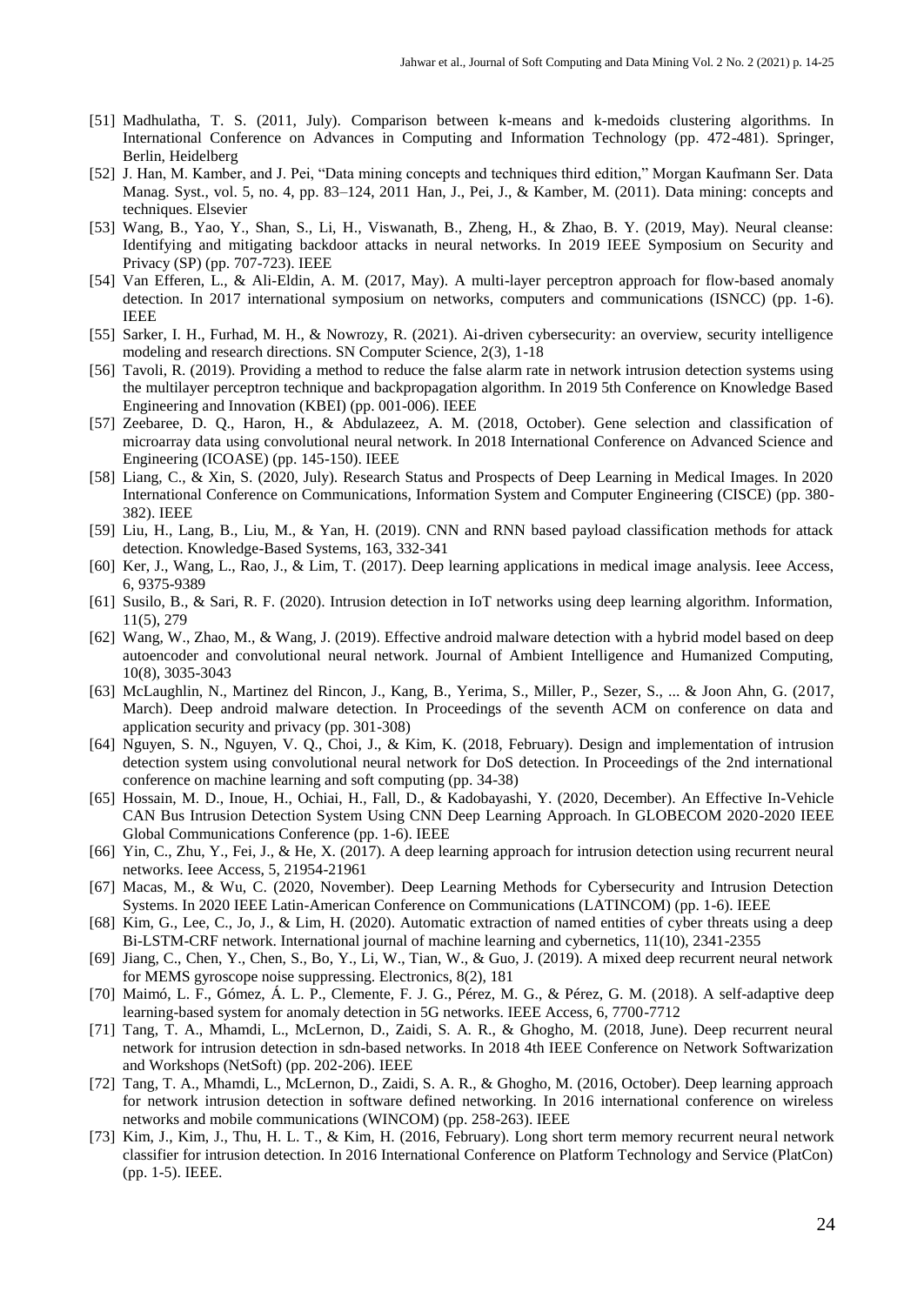[51] Madhulatha, T. S. (2011, July). Comparison between k-means and k-medoids clustering algorithms. In International Conference on Advances in Computing and Information Technology (pp. 472-481). Springer, Berlin, Heidelberg

[52] J. Han, M. Kamber, and J. Pei, "Data mining concepts and techniques third edition," Morgan Kaufmann Ser. Data Manag. Syst., vol. 5, no. 4, pp. 83–124, 2011 Han, J., Pei, J., & Kamber, M. (2011). Data mining: concepts and techniques. Elsevier

[53] Wang, B., Yao, Y., Shan, S., Li, H., Viswanath, B., Zheng, H., & Zhao, B. Y. (2019, May). Neural cleanse: Identifying and mitigating backdoor attacks in neural networks. In 2019 IEEE Symposium on Security and Privacy (SP) (pp. 707-723). IEEE

[54] Van Efferen, L., & Ali-Eldin, A. M. (2017, May). A multi-layer perceptron approach for flow-based anomaly detection. In 2017 international symposium on networks, computers and communications (ISNCC) (pp. 1-6). IEEE

[55] Sarker, I. H., Furhad, M. H., & Nowrozy, R. (2021). Ai-driven cybersecurity: an overview, security intelligence modeling and research directions. SN Computer Science, 2(3), 1-18

[56] Tavoli, R. (2019). Providing a method to reduce the false alarm rate in network intrusion detection systems using the multilayer perceptron technique and backpropagation algorithm. In 2019 5th Conference on Knowledge Based Engineering and Innovation (KBEI) (pp. 001-006). IEEE

[57] Zeebaree, D. Q., Haron, H., & Abdulazeez, A. M. (2018, October). Gene selection and classification of microarray data using convolutional neural network. In 2018 International Conference on Advanced Science and Engineering (ICOASE) (pp. 145-150). IEEE

[58] Liang, C., & Xin, S. (2020, July). Research Status and Prospects of Deep Learning in Medical Images. In 2020 International Conference on Communications, Information System and Computer Engineering (CISCE) (pp. 380-382). IEEE

[59] Liu, H., Lang, B., Liu, M., & Yan, H. (2019). CNN and RNN based payload classification methods for attack detection. Knowledge-Based Systems, 163, 332-341

[60] Ker, J., Wang, L., Rao, J., & Lim, T. (2017). Deep learning applications in medical image analysis. Ieee Access, 6, 9375-9389

[61] Susilo, B., & Sari, R. F. (2020). Intrusion detection in IoT networks using deep learning algorithm. Information, 11(5), 279

[62] Wang, W., Zhao, M., & Wang, J. (2019). Effective android malware detection with a hybrid model based on deep autoencoder and convolutional neural network. Journal of Ambient Intelligence and Humanized Computing, 10(8), 3035-3043

[63] McLaughlin, N., Martinez del Rincon, J., Kang, B., Yerima, S., Miller, P., Sezer, S., ... & Joon Ahn, G. (2017, March). Deep android malware detection. In Proceedings of the seventh ACM on conference on data and application security and privacy (pp. 301-308)

[64] Nguyen, S. N., Nguyen, V. Q., Choi, J., & Kim, K. (2018, February). Design and implementation of intrusion detection system using convolutional neural network for DoS detection. In Proceedings of the 2nd international conference on machine learning and soft computing (pp. 34-38)

[65] Hossain, M. D., Inoue, H., Ochiai, H., Fall, D., & Kadobayashi, Y. (2020, December). An Effective In-Vehicle CAN Bus Intrusion Detection System Using CNN Deep Learning Approach. In GLOBECOM 2020-2020 IEEE Global Communications Conference (pp. 1-6). IEEE

[66] Yin, C., Zhu, Y., Fei, J., & He, X. (2017). A deep learning approach for intrusion detection using recurrent neural networks. Ieee Access, 5, 21954-21961

[67] Macas, M., & Wu, C. (2020, November). Deep Learning Methods for Cybersecurity and Intrusion Detection Systems. In 2020 IEEE Latin-American Conference on Communications (LATINCOM) (pp. 1-6). IEEE

[68] Kim, G., Lee, C., Jo, J., & Lim, H. (2020). Automatic extraction of named entities of cyber threats using a deep Bi-LSTM-CRF network. International journal of machine learning and cybernetics, 11(10), 2341-2355

[69] Jiang, C., Chen, Y., Chen, S., Bo, Y., Li, W., Tian, W., & Guo, J. (2019). A mixed deep recurrent neural network for MEMS gyroscope noise suppressing. Electronics, 8(2), 181

[70] Maimó, L. F., Gómez, Á. L. P., Clemente, F. J. G., Pérez, M. G., & Pérez, G. M. (2018). A self-adaptive deep learning-based system for anomaly detection in 5G networks. IEEE Access, 6, 7700-7712

[71] Tang, T. A., Mhamdi, L., McLernon, D., Zaidi, S. A. R., & Ghogho, M. (2018, June). Deep recurrent neural network for intrusion detection in sdn-based networks. In 2018 4th IEEE Conference on Network Softwarization and Workshops (NetSoft) (pp. 202-206). IEEE

[72] Tang, T. A., Mhamdi, L., McLernon, D., Zaidi, S. A. R., & Ghogho, M. (2016, October). Deep learning approach for network intrusion detection in software defined networking. In 2016 international conference on wireless networks and mobile communications (WINCOM) (pp. 258-263). IEEE

[73] Kim, J., Kim, J., Thu, H. L. T., & Kim, H. (2016, February). Long short term memory recurrent neural network classifier for intrusion detection. In 2016 International Conference on Platform Technology and Service (PlatCon) (pp. 1-5). IEEE.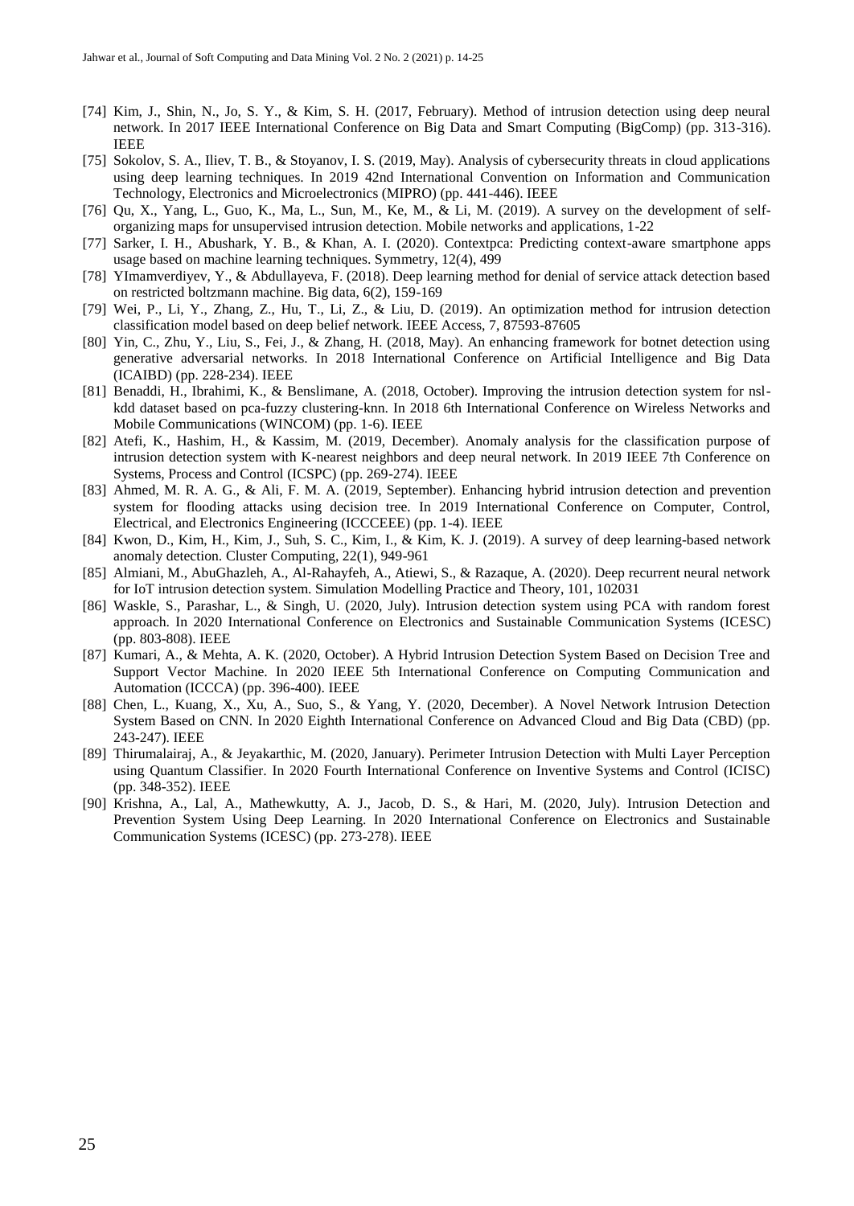[74] Kim, J., Shin, N., Jo, S. Y., & Kim, S. H. (2017, February). Method of intrusion detection using deep neural network. In 2017 IEEE International Conference on Big Data and Smart Computing (BigComp) (pp. 313-316). IEEE

[75] Sokolov, S. A., Iliev, T. B., & Stoyanov, I. S. (2019, May). Analysis of cybersecurity threats in cloud applications using deep learning techniques. In 2019 42nd International Convention on Information and Communication Technology, Electronics and Microelectronics (MIPRO) (pp. 441-446). IEEE

[76] Qu, X., Yang, L., Guo, K., Ma, L., Sun, M., Ke, M., & Li, M. (2019). A survey on the development of self-organizing maps for unsupervised intrusion detection. Mobile networks and applications, 1-22

[77] Sarker, I. H., Abushark, Y. B., & Khan, A. I. (2020). Contextpca: Predicting context-aware smartphone apps usage based on machine learning techniques. Symmetry, 12(4), 499

[78] YImamverdiyev, Y., & Abdullayeva, F. (2018). Deep learning method for denial of service attack detection based on restricted boltzmann machine. Big data, 6(2), 159-169

[79] Wei, P., Li, Y., Zhang, Z., Hu, T., Li, Z., & Liu, D. (2019). An optimization method for intrusion detection classification model based on deep belief network. IEEE Access, 7, 87593-87605

[80] Yin, C., Zhu, Y., Liu, S., Fei, J., & Zhang, H. (2018, May). An enhancing framework for botnet detection using generative adversarial networks. In 2018 International Conference on Artificial Intelligence and Big Data (ICAIBD) (pp. 228-234). IEEE

[81] Benaddi, H., Ibrahimi, K., & Benslimane, A. (2018, October). Improving the intrusion detection system for nsl-kdd dataset based on pca-fuzzy clustering-knn. In 2018 6th International Conference on Wireless Networks and Mobile Communications (WINCOM) (pp. 1-6). IEEE

[82] Atefi, K., Hashim, H., & Kassim, M. (2019, December). Anomaly analysis for the classification purpose of intrusion detection system with K-nearest neighbors and deep neural network. In 2019 IEEE 7th Conference on Systems, Process and Control (ICSPC) (pp. 269-274). IEEE

[83] Ahmed, M. R. A. G., & Ali, F. M. A. (2019, September). Enhancing hybrid intrusion detection and prevention system for flooding attacks using decision tree. In 2019 International Conference on Computer, Control, Electrical, and Electronics Engineering (ICCCEEE) (pp. 1-4). IEEE

[84] Kwon, D., Kim, H., Kim, J., Suh, S. C., Kim, I., & Kim, K. J. (2019). A survey of deep learning-based network anomaly detection. Cluster Computing, 22(1), 949-961

[85] Almiani, M., AbuGhazleh, A., Al-Rahayfeh, A., Atiewi, S., & Razaque, A. (2020). Deep recurrent neural network for IoT intrusion detection system. Simulation Modelling Practice and Theory, 101, 102031

[86] Waskle, S., Parashar, L., & Singh, U. (2020, July). Intrusion detection system using PCA with random forest approach. In 2020 International Conference on Electronics and Sustainable Communication Systems (ICESC) (pp. 803-808). IEEE

[87] Kumari, A., & Mehta, A. K. (2020, October). A Hybrid Intrusion Detection System Based on Decision Tree and Support Vector Machine. In 2020 IEEE 5th International Conference on Computing Communication and Automation (ICCCA) (pp. 396-400). IEEE

[88] Chen, L., Kuang, X., Xu, A., Suo, S., & Yang, Y. (2020, December). A Novel Network Intrusion Detection System Based on CNN. In 2020 Eighth International Conference on Advanced Cloud and Big Data (CBD) (pp. 243-247). IEEE

[89] Thirumalairaj, A., & Jeyakarthic, M. (2020, January). Perimeter Intrusion Detection with Multi Layer Perception using Quantum Classifier. In 2020 Fourth International Conference on Inventive Systems and Control (ICISC) (pp. 348-352). IEEE

[90] Krishna, A., Lal, A., Mathewkutty, A. J., Jacob, D. S., & Hari, M. (2020, July). Intrusion Detection and Prevention System Using Deep Learning. In 2020 International Conference on Electronics and Sustainable Communication Systems (ICESC) (pp. 273-278). IEEE